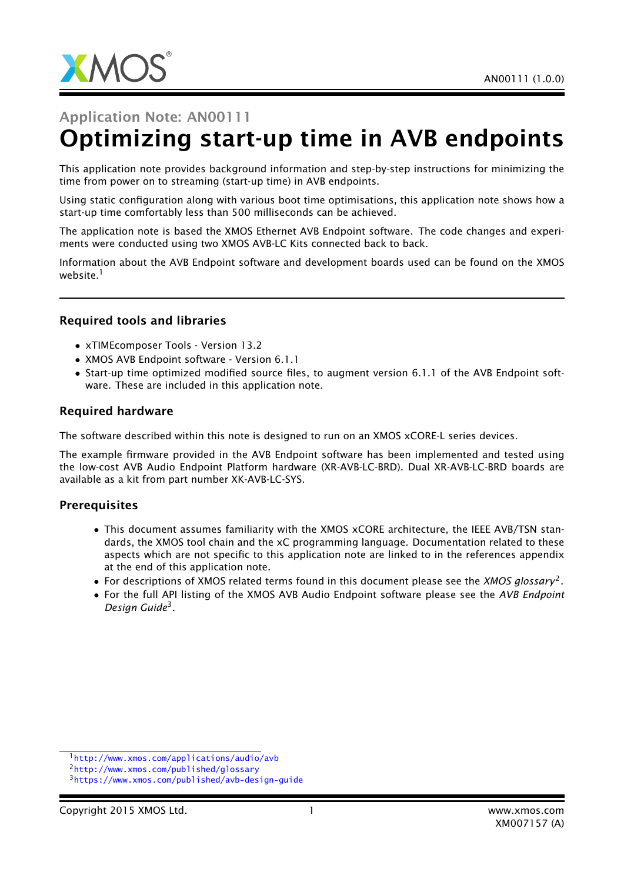Application Note: AN00111

# Optimizing start-up time in AVB endpoints

This application note provides background information and step-by-step instructions for minimizing the time from power on to streaming (start-up time) in AVB endpoints.

Using static configuration along with various boot time optimisations, this application note shows how a start-up time comfortably less than 500 milliseconds can be achieved.

The application note is based the XMOS Ethernet AVB Endpoint software. The code changes and experiments were conducted using two XMOS AVB-LC Kits connected back to back.

Information about the AVB Endpoint software and development boards used can be found on the XMOS website.[1]

---

### Required tools and libraries

- xTIMEcomposer Tools - Version 13.2
- XMOS AVB Endpoint software - Version 6.1.1
- Start-up time optimized modified source files, to augment version 6.1.1 of the AVB Endpoint software. These are included in this application note.

### Required hardware

The software described within this note is designed to run on an XMOS xCORE-L series devices.

The example firmware provided in the AVB Endpoint software has been implemented and tested using the low-cost AVB Audio Endpoint Platform hardware (XR-AVB-LC-BRD). Dual XR-AVB-LC-BRD boards are available as a kit from part number XK-AVB-LC-SYS.

### Prerequisites

- This document assumes familiarity with the XMOS xCORE architecture, the IEEE AVB/TSN standards, the XMOS tool chain and the xC programming language. Documentation related to these aspects which are not specific to this application note are linked to in the references appendix at the end of this application note.
- For descriptions of XMOS related terms found in this document please see the *XMOS glossary*[2].
- For the full API listing of the XMOS AVB Audio Endpoint software please see the *AVB Endpoint Design Guide*[3].

---

[1] http://www.xmos.com/applications/audio/avb

[2] http://www.xmos.com/published/glossary

[3] https://www.xmos.com/published/avb-design-guide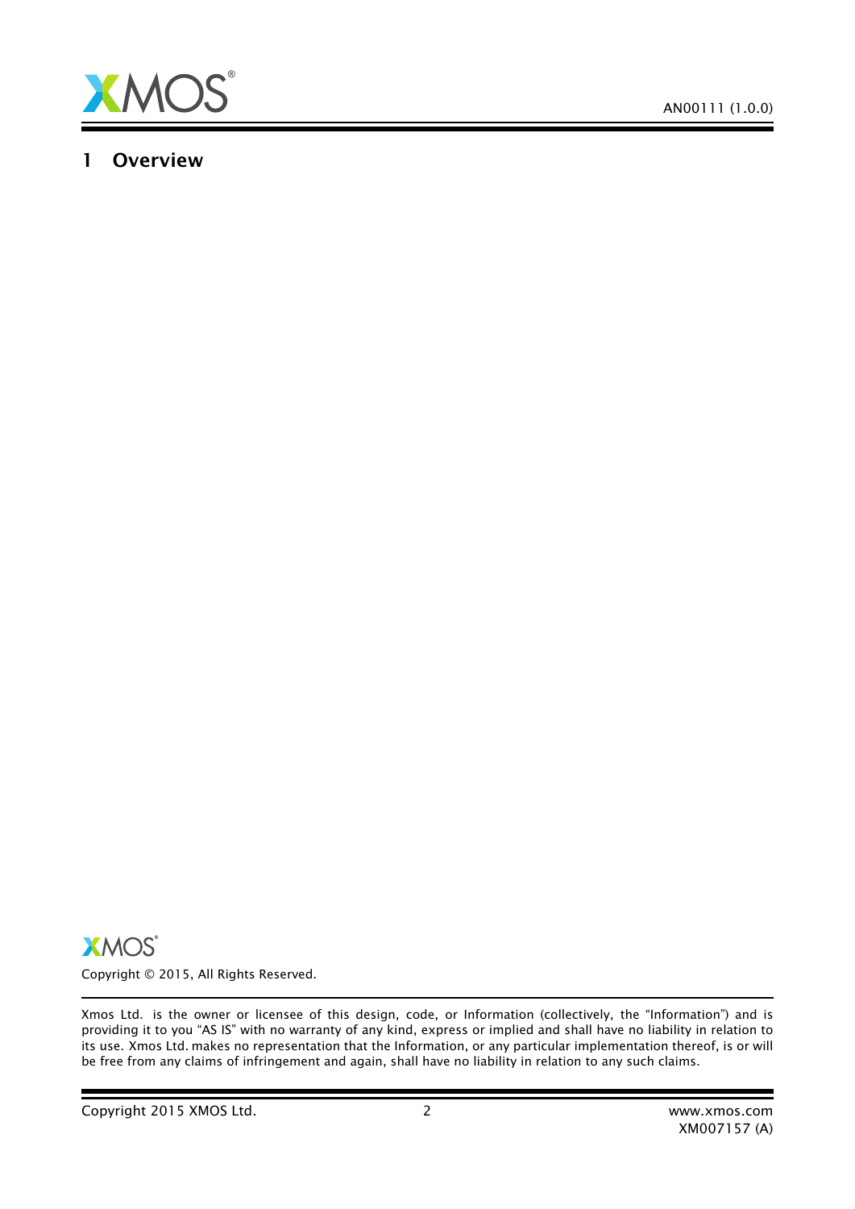# 1 Overview

Copyright © 2015, All Rights Reserved.

Xmos Ltd. is the owner or licensee of this design, code, or Information (collectively, the "Information") and is providing it to you "AS IS" with no warranty of any kind, express or implied and shall have no liability in relation to its use. Xmos Ltd. makes no representation that the Information, or any particular implementation thereof, is or will be free from any claims of infringement and again, shall have no liability in relation to any such claims.